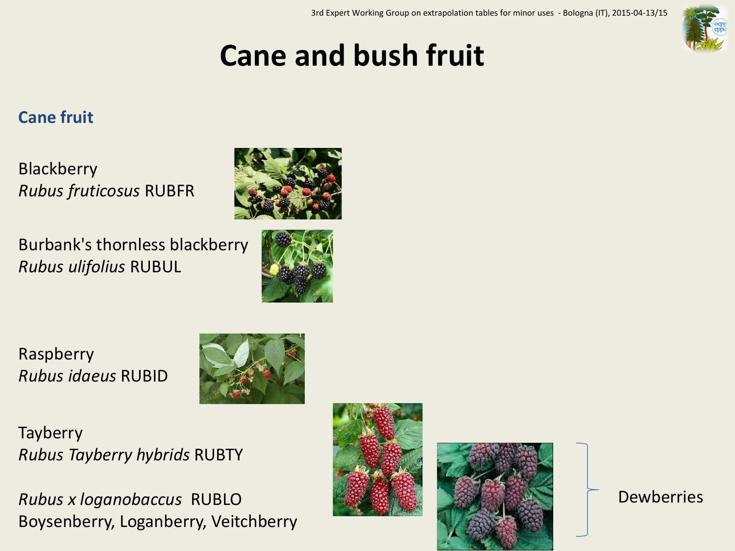# Cane and bush fruit

## Cane fruit

Blackberry
*Rubus fruticosus* RUBFR

Burbank's thornless blackberry
*Rubus ulifolius* RUBUL

Raspberry
*Rubus idaeus* RUBID

Tayberry
*Rubus Tayberry hybrids* RUBTY

*Rubus x loganobaccus* RUBLO
Boysenberry, Loganberry, Veitchberry

Dewberries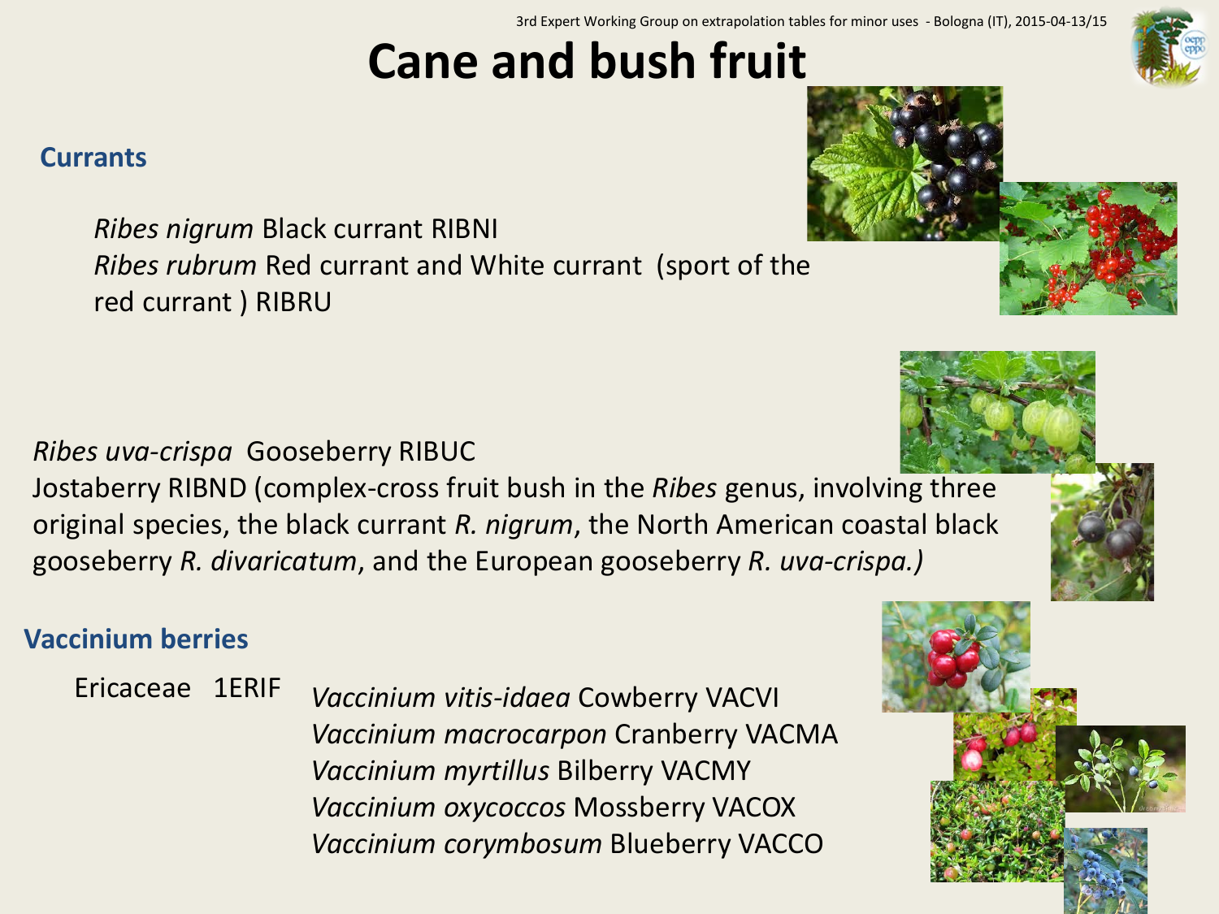# Cane and bush fruit

## Currants

*Ribes nigrum* Black currant RIBNI
*Ribes rubrum* Red currant and White currant (sport of the red currant ) RIBRU

*Ribes uva-crispa* Gooseberry RIBUC
Jostaberry RIBND (complex-cross fruit bush in the *Ribes* genus, involving three original species, the black currant *R. nigrum*, the North American coastal black gooseberry *R. divaricatum*, and the European gooseberry *R. uva-crispa.)*

## Vaccinium berries

Ericaceae 1ERIF

*Vaccinium vitis-idaea* Cowberry VACVI
*Vaccinium macrocarpon* Cranberry VACMA
*Vaccinium myrtillus* Bilberry VACMY
*Vaccinium oxycoccos* Mossberry VACOX
*Vaccinium corymbosum* Blueberry VACCO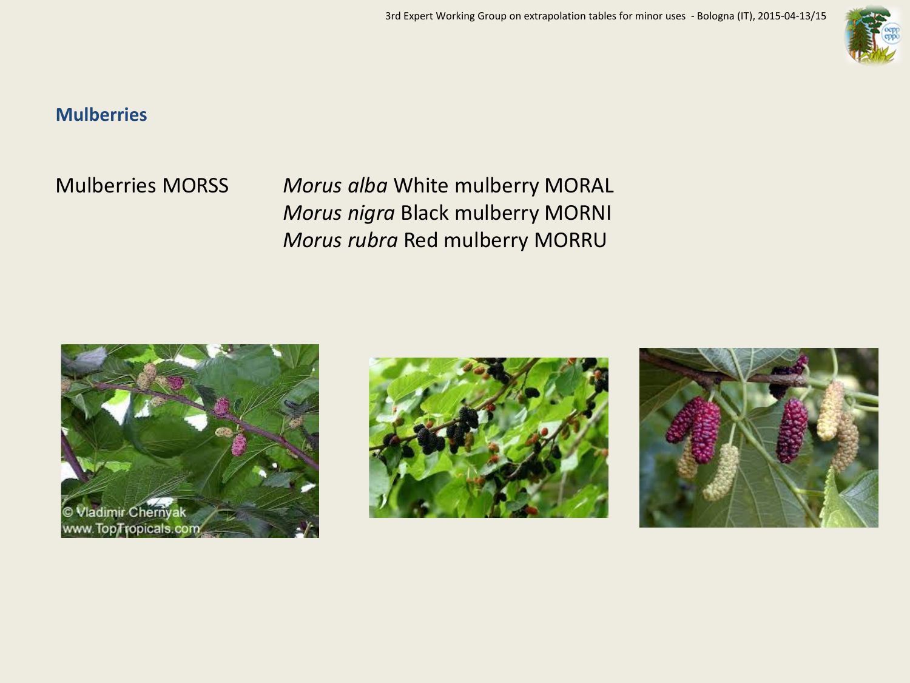## Mulberries

Mulberries MORSS

*Morus alba* White mulberry MORAL
*Morus nigra* Black mulberry MORNI
*Morus rubra* Red mulberry MORRU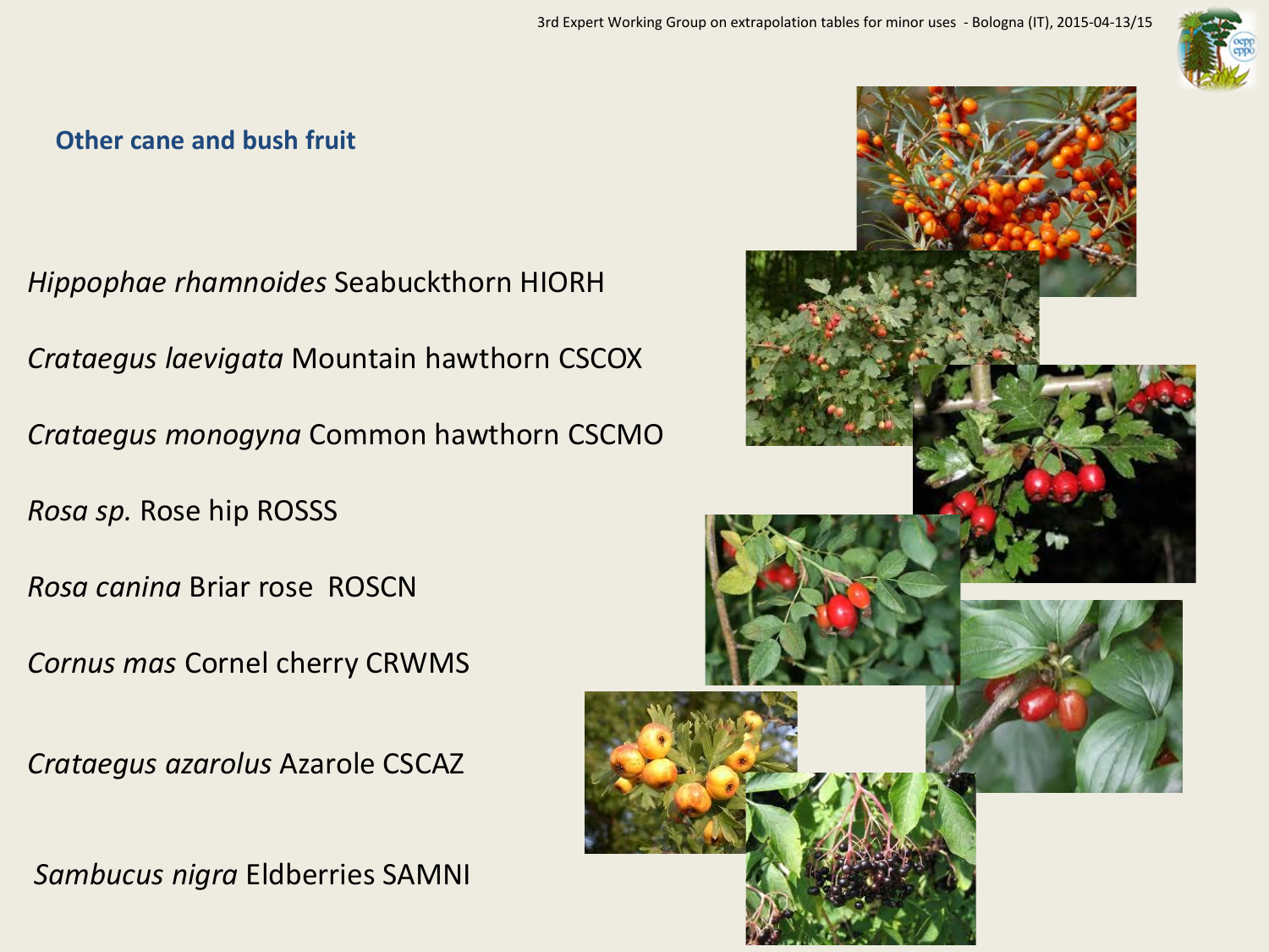## Other cane and bush fruit

*Hippophae rhamnoides* Seabuckthorn HIORH

*Crataegus laevigata* Mountain hawthorn CSCOX

*Crataegus monogyna* Common hawthorn CSCMO

*Rosa sp.* Rose hip ROSSS

*Rosa canina* Briar rose ROSCN

*Cornus mas* Cornel cherry CRWMS

*Crataegus azarolus* Azarole CSCAZ

*Sambucus nigra* Eldberries SAMNI